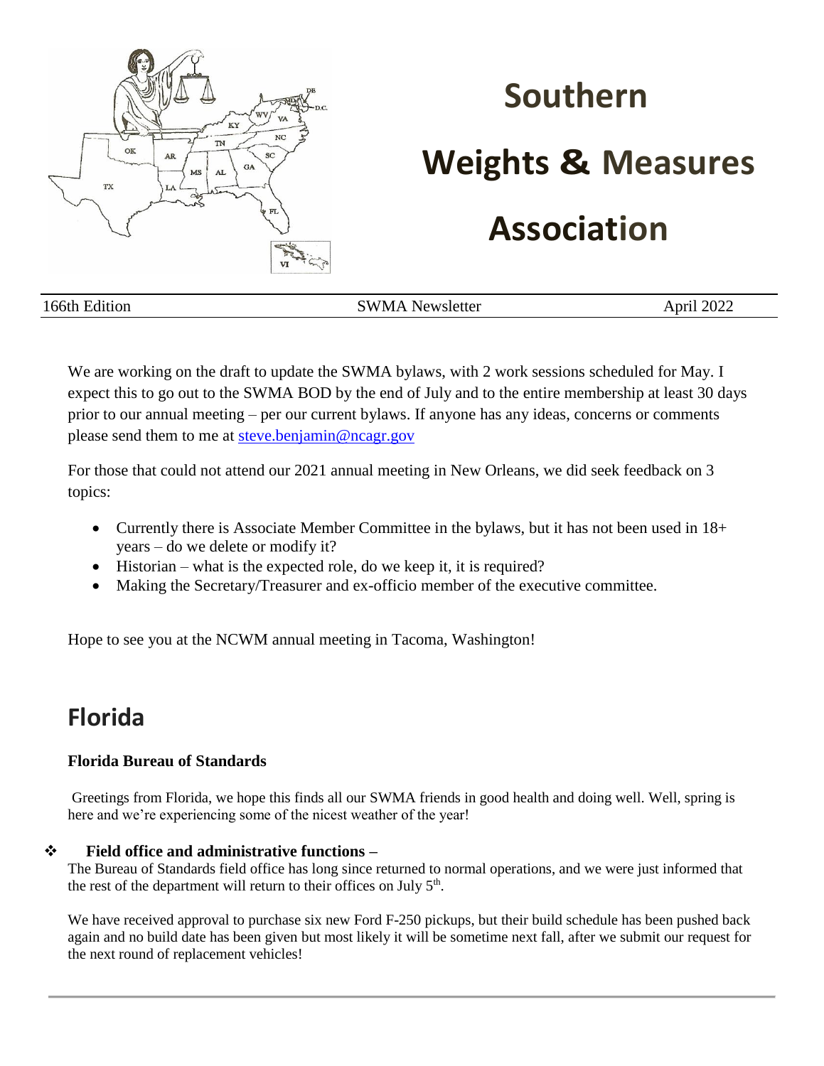# Southern Weights & Measures Association

166th Edition | SWMA Newsletter | April 2022

We are working on the draft to update the SWMA bylaws, with 2 work sessions scheduled for May. I expect this to go out to the SWMA BOD by the end of July and to the entire membership at least 30 days prior to our annual meeting – per our current bylaws. If anyone has any ideas, concerns or comments please send them to me at steve.benjamin@ncagr.gov

For those that could not attend our 2021 annual meeting in New Orleans, we did seek feedback on 3 topics:

- Currently there is Associate Member Committee in the bylaws, but it has not been used in 18+ years – do we delete or modify it?
- Historian – what is the expected role, do we keep it, it is required?
- Making the Secretary/Treasurer and ex-officio member of the executive committee.

Hope to see you at the NCWM annual meeting in Tacoma, Washington!

## Florida

### Florida Bureau of Standards

Greetings from Florida, we hope this finds all our SWMA friends in good health and doing well. Well, spring is here and we're experiencing some of the nicest weather of the year!

- **Field office and administrative functions –**

The Bureau of Standards field office has long since returned to normal operations, and we were just informed that the rest of the department will return to their offices on July 5th.

We have received approval to purchase six new Ford F-250 pickups, but their build schedule has been pushed back again and no build date has been given but most likely it will be sometime next fall, after we submit our request for the next round of replacement vehicles!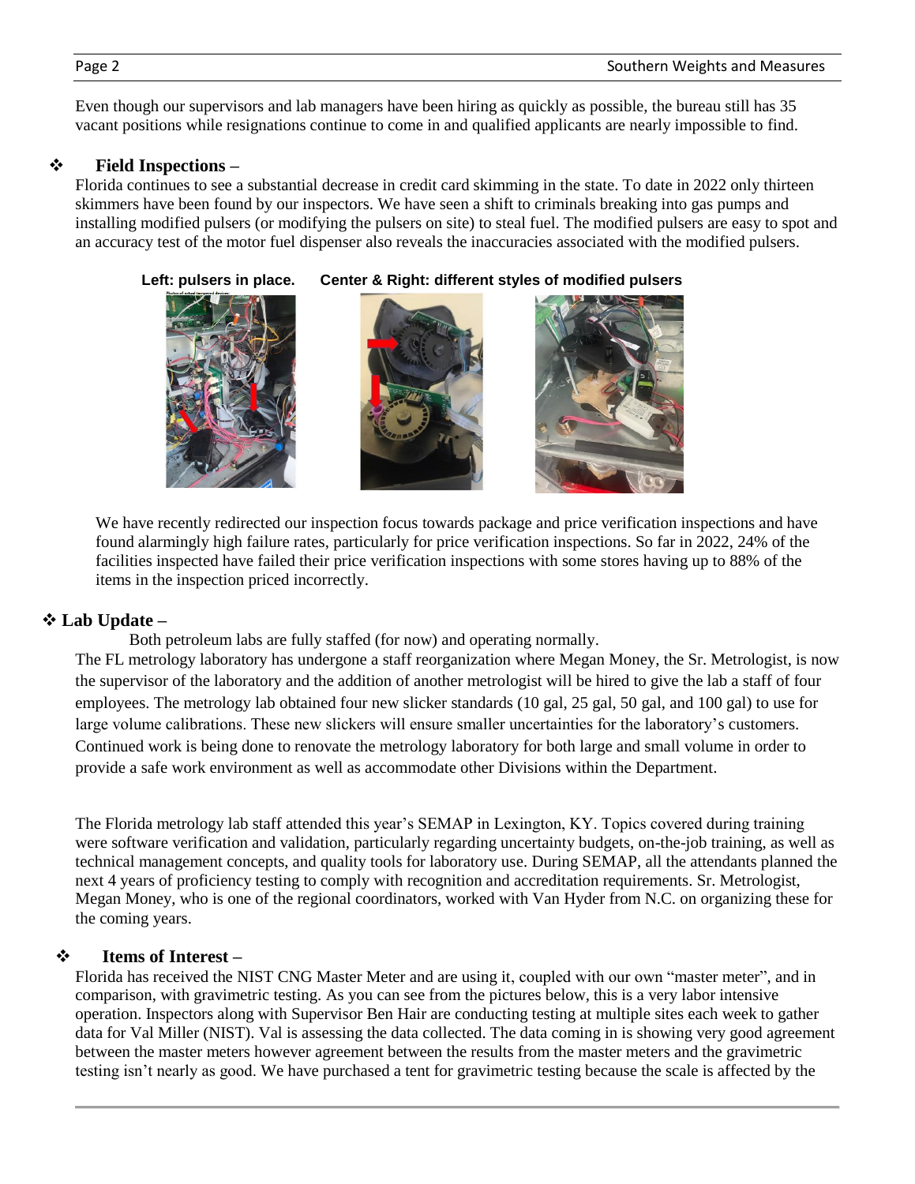Even though our supervisors and lab managers have been hiring as quickly as possible, the bureau still has 35 vacant positions while resignations continue to come in and qualified applicants are nearly impossible to find.

## ❖ Field Inspections –

Florida continues to see a substantial decrease in credit card skimming in the state. To date in 2022 only thirteen skimmers have been found by our inspectors. We have seen a shift to criminals breaking into gas pumps and installing modified pulsers (or modifying the pulsers on site) to steal fuel. The modified pulsers are easy to spot and an accuracy test of the motor fuel dispenser also reveals the inaccuracies associated with the modified pulsers.

**Left: pulsers in place. Center & Right: different styles of modified pulsers**

We have recently redirected our inspection focus towards package and price verification inspections and have found alarmingly high failure rates, particularly for price verification inspections. So far in 2022, 24% of the facilities inspected have failed their price verification inspections with some stores having up to 88% of the items in the inspection priced incorrectly.

## ❖ Lab Update –

Both petroleum labs are fully staffed (for now) and operating normally.

The FL metrology laboratory has undergone a staff reorganization where Megan Money, the Sr. Metrologist, is now the supervisor of the laboratory and the addition of another metrologist will be hired to give the lab a staff of four employees. The metrology lab obtained four new slicker standards (10 gal, 25 gal, 50 gal, and 100 gal) to use for large volume calibrations. These new slickers will ensure smaller uncertainties for the laboratory's customers. Continued work is being done to renovate the metrology laboratory for both large and small volume in order to provide a safe work environment as well as accommodate other Divisions within the Department.

The Florida metrology lab staff attended this year's SEMAP in Lexington, KY. Topics covered during training were software verification and validation, particularly regarding uncertainty budgets, on-the-job training, as well as technical management concepts, and quality tools for laboratory use. During SEMAP, all the attendants planned the next 4 years of proficiency testing to comply with recognition and accreditation requirements. Sr. Metrologist, Megan Money, who is one of the regional coordinators, worked with Van Hyder from N.C. on organizing these for the coming years.

## ❖ Items of Interest –

Florida has received the NIST CNG Master Meter and are using it, coupled with our own "master meter", and in comparison, with gravimetric testing. As you can see from the pictures below, this is a very labor intensive operation. Inspectors along with Supervisor Ben Hair are conducting testing at multiple sites each week to gather data for Val Miller (NIST). Val is assessing the data collected. The data coming in is showing very good agreement between the master meters however agreement between the results from the master meters and the gravimetric testing isn't nearly as good. We have purchased a tent for gravimetric testing because the scale is affected by the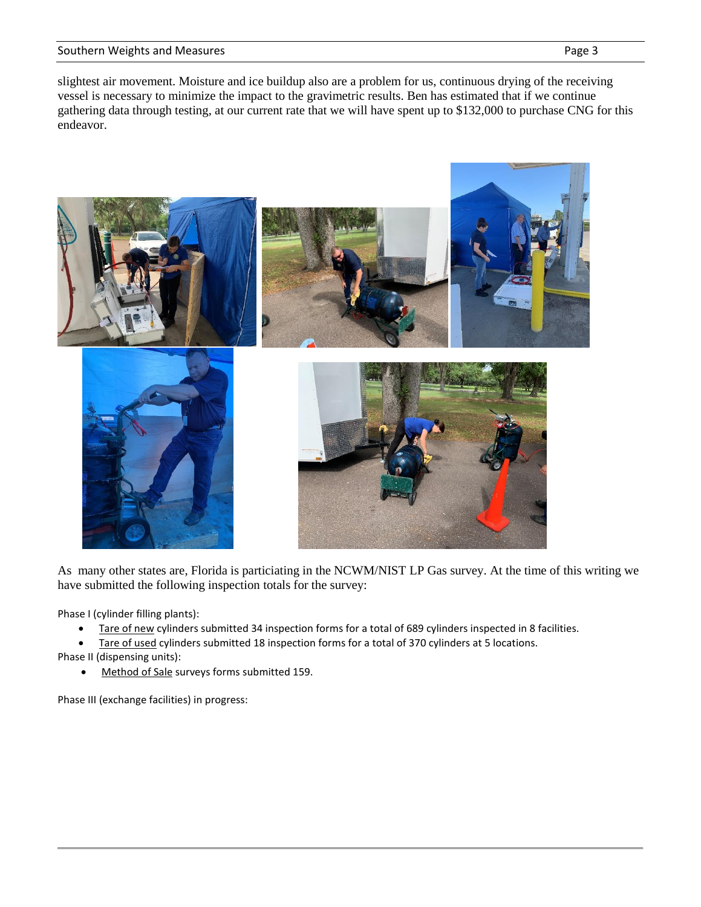slightest air movement. Moisture and ice buildup also are a problem for us, continuous drying of the receiving vessel is necessary to minimize the impact to the gravimetric results. Ben has estimated that if we continue gathering data through testing, at our current rate that we will have spent up to $132,000 to purchase CNG for this endeavor.

As many other states are, Florida is particiating in the NCWM/NIST LP Gas survey. At the time of this writing we have submitted the following inspection totals for the survey:

Phase I (cylinder filling plants):

- Tare of new cylinders submitted 34 inspection forms for a total of 689 cylinders inspected in 8 facilities.
- Tare of used cylinders submitted 18 inspection forms for a total of 370 cylinders at 5 locations.

Phase II (dispensing units):

- Method of Sale surveys forms submitted 159.

Phase III (exchange facilities) in progress: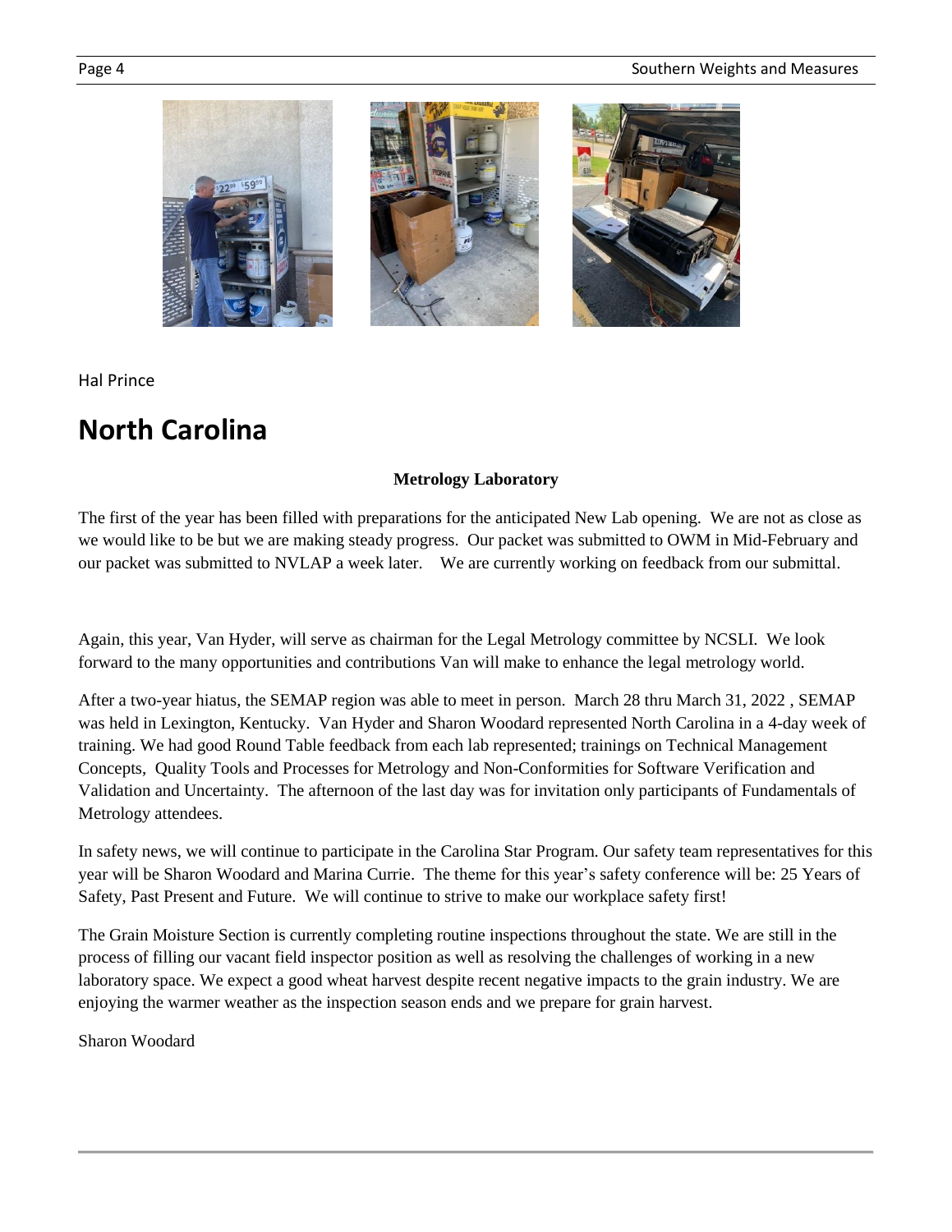Hal Prince

# North Carolina

**Metrology Laboratory**

The first of the year has been filled with preparations for the anticipated New Lab opening. We are not as close as we would like to be but we are making steady progress. Our packet was submitted to OWM in Mid-February and our packet was submitted to NVLAP a week later. We are currently working on feedback from our submittal.

Again, this year, Van Hyder, will serve as chairman for the Legal Metrology committee by NCSLI. We look forward to the many opportunities and contributions Van will make to enhance the legal metrology world.

After a two-year hiatus, the SEMAP region was able to meet in person. March 28 thru March 31, 2022 , SEMAP was held in Lexington, Kentucky. Van Hyder and Sharon Woodard represented North Carolina in a 4-day week of training. We had good Round Table feedback from each lab represented; trainings on Technical Management Concepts, Quality Tools and Processes for Metrology and Non-Conformities for Software Verification and Validation and Uncertainty. The afternoon of the last day was for invitation only participants of Fundamentals of Metrology attendees.

In safety news, we will continue to participate in the Carolina Star Program. Our safety team representatives for this year will be Sharon Woodard and Marina Currie. The theme for this year's safety conference will be: 25 Years of Safety, Past Present and Future. We will continue to strive to make our workplace safety first!

The Grain Moisture Section is currently completing routine inspections throughout the state. We are still in the process of filling our vacant field inspector position as well as resolving the challenges of working in a new laboratory space. We expect a good wheat harvest despite recent negative impacts to the grain industry. We are enjoying the warmer weather as the inspection season ends and we prepare for grain harvest.

Sharon Woodard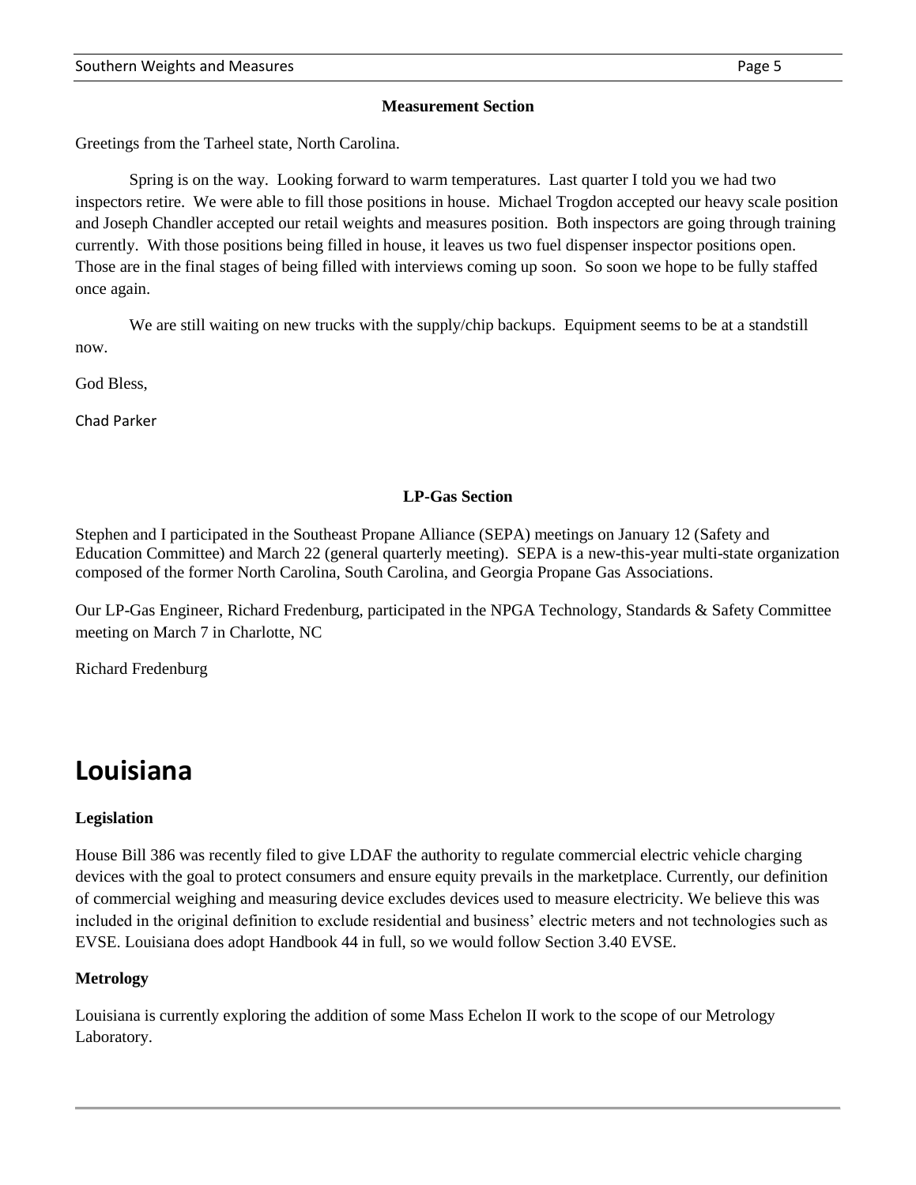### Measurement Section

Greetings from the Tarheel state, North Carolina.

Spring is on the way. Looking forward to warm temperatures. Last quarter I told you we had two inspectors retire. We were able to fill those positions in house. Michael Trogdon accepted our heavy scale position and Joseph Chandler accepted our retail weights and measures position. Both inspectors are going through training currently. With those positions being filled in house, it leaves us two fuel dispenser inspector positions open. Those are in the final stages of being filled with interviews coming up soon. So soon we hope to be fully staffed once again.

We are still waiting on new trucks with the supply/chip backups. Equipment seems to be at a standstill now.

God Bless,

Chad Parker

### LP-Gas Section

Stephen and I participated in the Southeast Propane Alliance (SEPA) meetings on January 12 (Safety and Education Committee) and March 22 (general quarterly meeting). SEPA is a new-this-year multi-state organization composed of the former North Carolina, South Carolina, and Georgia Propane Gas Associations.

Our LP-Gas Engineer, Richard Fredenburg, participated in the NPGA Technology, Standards & Safety Committee meeting on March 7 in Charlotte, NC

Richard Fredenburg

# Louisiana

**Legislation**

House Bill 386 was recently filed to give LDAF the authority to regulate commercial electric vehicle charging devices with the goal to protect consumers and ensure equity prevails in the marketplace. Currently, our definition of commercial weighing and measuring device excludes devices used to measure electricity. We believe this was included in the original definition to exclude residential and business' electric meters and not technologies such as EVSE. Louisiana does adopt Handbook 44 in full, so we would follow Section 3.40 EVSE.

**Metrology**

Louisiana is currently exploring the addition of some Mass Echelon II work to the scope of our Metrology Laboratory.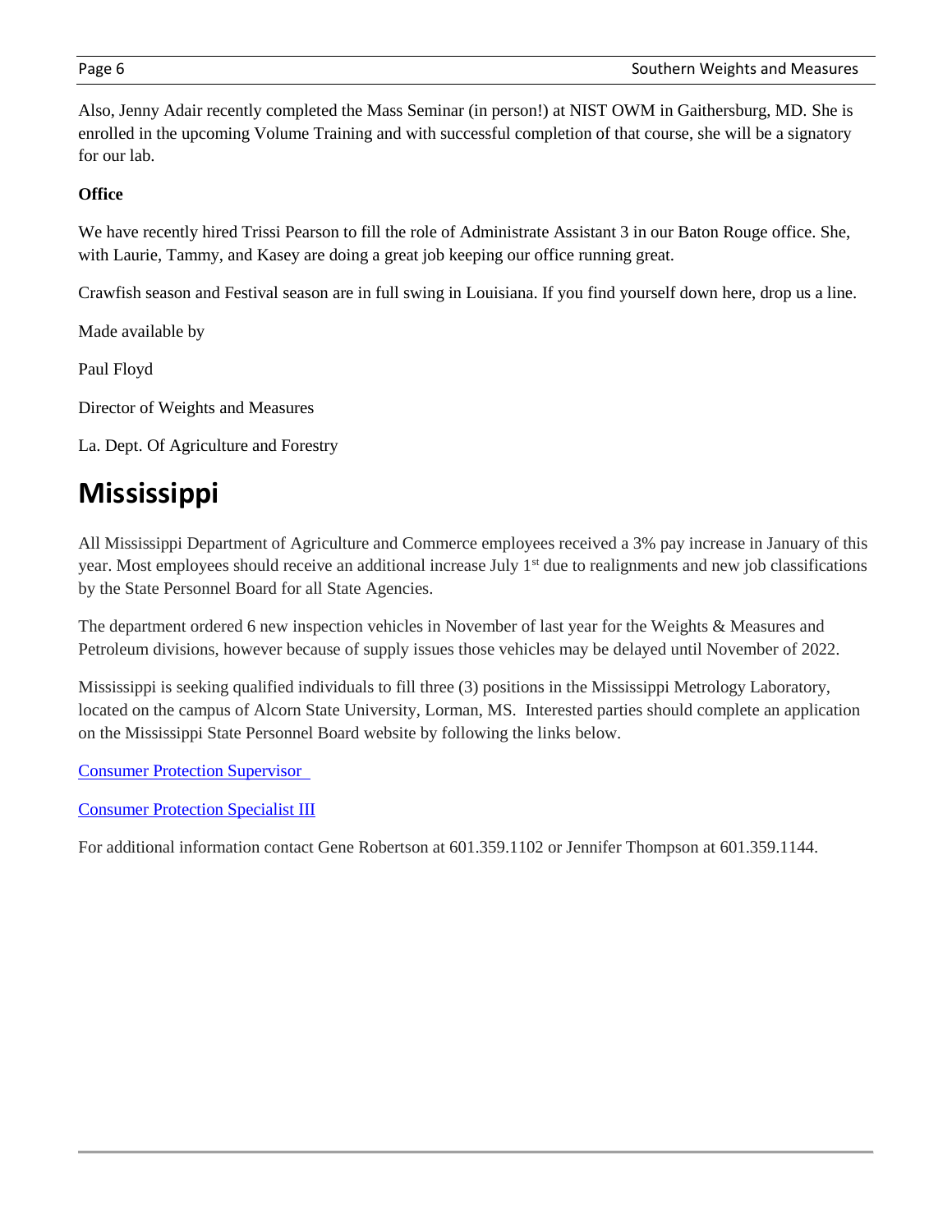Also, Jenny Adair recently completed the Mass Seminar (in person!) at NIST OWM in Gaithersburg, MD. She is enrolled in the upcoming Volume Training and with successful completion of that course, she will be a signatory for our lab.

**Office**

We have recently hired Trissi Pearson to fill the role of Administrate Assistant 3 in our Baton Rouge office. She, with Laurie, Tammy, and Kasey are doing a great job keeping our office running great.

Crawfish season and Festival season are in full swing in Louisiana. If you find yourself down here, drop us a line.

Made available by

Paul Floyd

Director of Weights and Measures

La. Dept. Of Agriculture and Forestry

# Mississippi

All Mississippi Department of Agriculture and Commerce employees received a 3% pay increase in January of this year. Most employees should receive an additional increase July 1st due to realignments and new job classifications by the State Personnel Board for all State Agencies.

The department ordered 6 new inspection vehicles in November of last year for the Weights & Measures and Petroleum divisions, however because of supply issues those vehicles may be delayed until November of 2022.

Mississippi is seeking qualified individuals to fill three (3) positions in the Mississippi Metrology Laboratory, located on the campus of Alcorn State University, Lorman, MS. Interested parties should complete an application on the Mississippi State Personnel Board website by following the links below.

Consumer Protection Supervisor

Consumer Protection Specialist III

For additional information contact Gene Robertson at 601.359.1102 or Jennifer Thompson at 601.359.1144.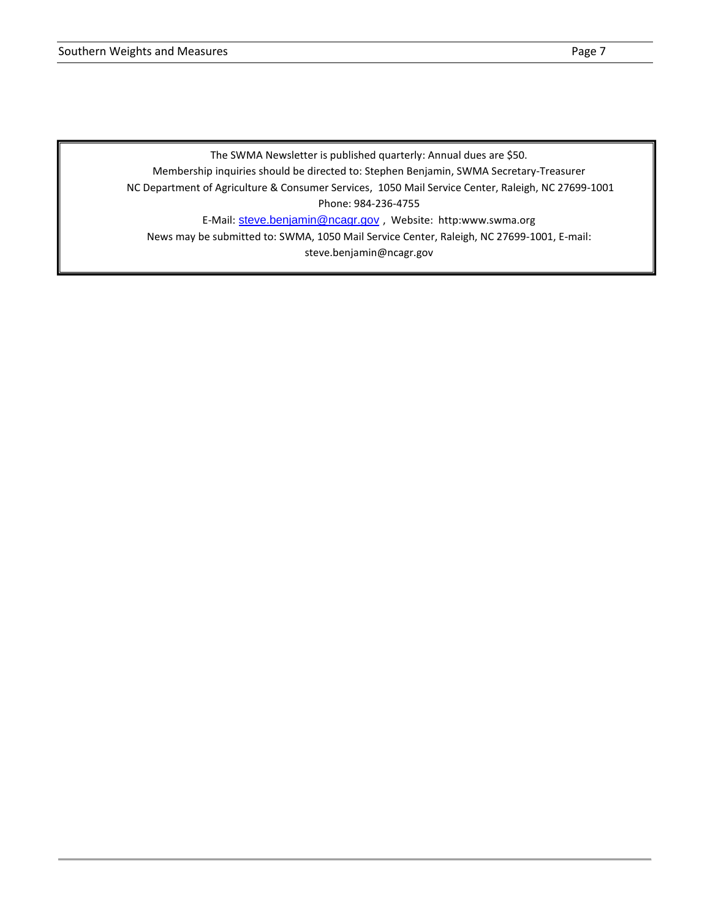The SWMA Newsletter is published quarterly: Annual dues are $50.

Membership inquiries should be directed to: Stephen Benjamin, SWMA Secretary-Treasurer

NC Department of Agriculture & Consumer Services, 1050 Mail Service Center, Raleigh, NC 27699-1001

Phone: 984-236-4755

E-Mail: steve.benjamin@ncagr.gov , Website: http:www.swma.org

News may be submitted to: SWMA, 1050 Mail Service Center, Raleigh, NC 27699-1001, E-mail: steve.benjamin@ncagr.gov